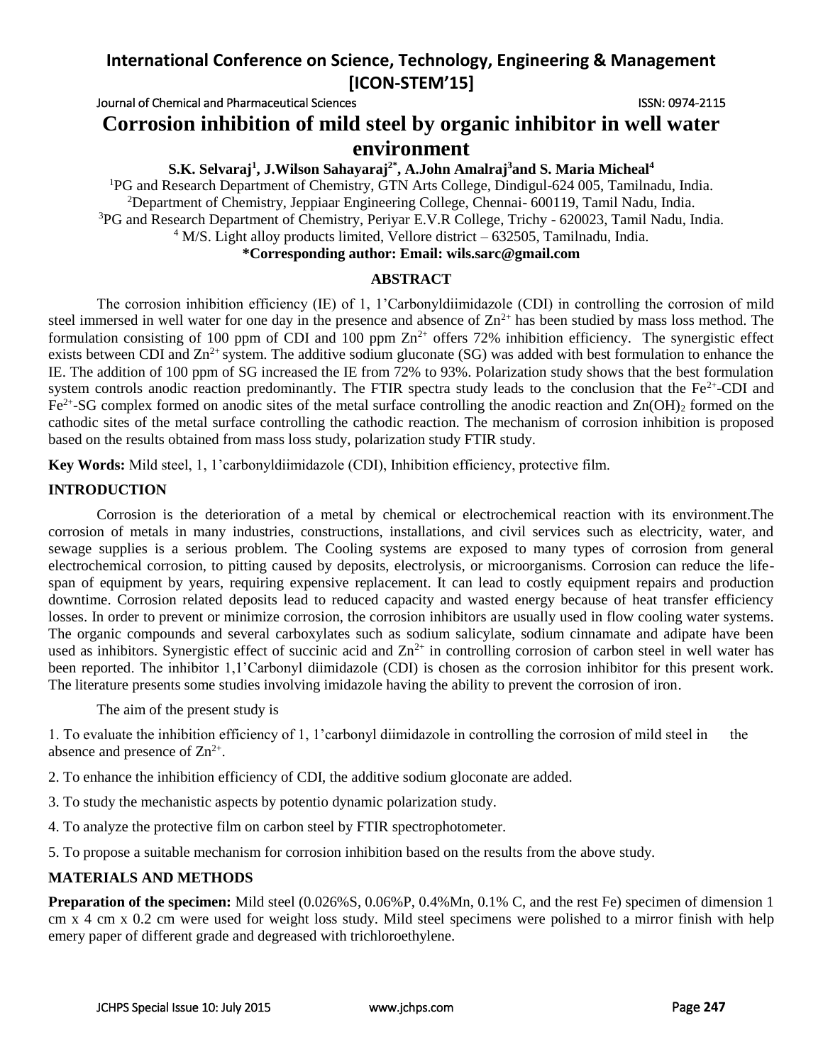# Corrosion inhibition of mild steel by organic inhibitor in well water environment

**S.K. Selvaraj[1], J.Wilson Sahayaraj[2*], A.John Amalraj[3] and S. Maria Micheal[4]**

[1]PG and Research Department of Chemistry, GTN Arts College, Dindigul-624 005, Tamilnadu, India.
[2]Department of Chemistry, Jeppiaar Engineering College, Chennai- 600119, Tamil Nadu, India.
[3]PG and Research Department of Chemistry, Periyar E.V.R College, Trichy - 620023, Tamil Nadu, India.
[4] M/S. Light alloy products limited, Vellore district – 632505, Tamilnadu, India.

**\*Corresponding author: Email: wils.sarc@gmail.com**

## ABSTRACT

The corrosion inhibition efficiency (IE) of 1, 1'Carbonyldiimidazole (CDI) in controlling the corrosion of mild steel immersed in well water for one day in the presence and absence of $Zn^{2+}$ has been studied by mass loss method. The formulation consisting of 100 ppm of CDI and 100 ppm $Zn^{2+}$ offers 72% inhibition efficiency. The synergistic effect exists between CDI and $Zn^{2+}$ system. The additive sodium gluconate (SG) was added with best formulation to enhance the IE. The addition of 100 ppm of SG increased the IE from 72% to 93%. Polarization study shows that the best formulation system controls anodic reaction predominantly. The FTIR spectra study leads to the conclusion that the $Fe^{2+}$-CDI and $Fe^{2+}$-SG complex formed on anodic sites of the metal surface controlling the anodic reaction and $Zn(OH)_2$ formed on the cathodic sites of the metal surface controlling the cathodic reaction. The mechanism of corrosion inhibition is proposed based on the results obtained from mass loss study, polarization study FTIR study.

**Key Words:** Mild steel, 1, 1'carbonyldiimidazole (CDI), Inhibition efficiency, protective film.

## INTRODUCTION

Corrosion is the deterioration of a metal by chemical or electrochemical reaction with its environment.The corrosion of metals in many industries, constructions, installations, and civil services such as electricity, water, and sewage supplies is a serious problem. The Cooling systems are exposed to many types of corrosion from general electrochemical corrosion, to pitting caused by deposits, electrolysis, or microorganisms. Corrosion can reduce the life-span of equipment by years, requiring expensive replacement. It can lead to costly equipment repairs and production downtime. Corrosion related deposits lead to reduced capacity and wasted energy because of heat transfer efficiency losses. In order to prevent or minimize corrosion, the corrosion inhibitors are usually used in flow cooling water systems. The organic compounds and several carboxylates such as sodium salicylate, sodium cinnamate and adipate have been used as inhibitors. Synergistic effect of succinic acid and $Zn^{2+}$ in controlling corrosion of carbon steel in well water has been reported. The inhibitor 1,1'Carbonyl diimidazole (CDI) is chosen as the corrosion inhibitor for this present work. The literature presents some studies involving imidazole having the ability to prevent the corrosion of iron.

The aim of the present study is

1. To evaluate the inhibition efficiency of 1, 1'carbonyl diimidazole in controlling the corrosion of mild steel in the absence and presence of $Zn^{2+}$.
2. To enhance the inhibition efficiency of CDI, the additive sodium gloconate are added.
3. To study the mechanistic aspects by potentio dynamic polarization study.
4. To analyze the protective film on carbon steel by FTIR spectrophotometer.
5. To propose a suitable mechanism for corrosion inhibition based on the results from the above study.

## MATERIALS AND METHODS

**Preparation of the specimen:** Mild steel (0.026%S, 0.06%P, 0.4%Mn, 0.1% C, and the rest Fe) specimen of dimension 1 cm x 4 cm x 0.2 cm were used for weight loss study. Mild steel specimens were polished to a mirror finish with help emery paper of different grade and degreased with trichloroethylene.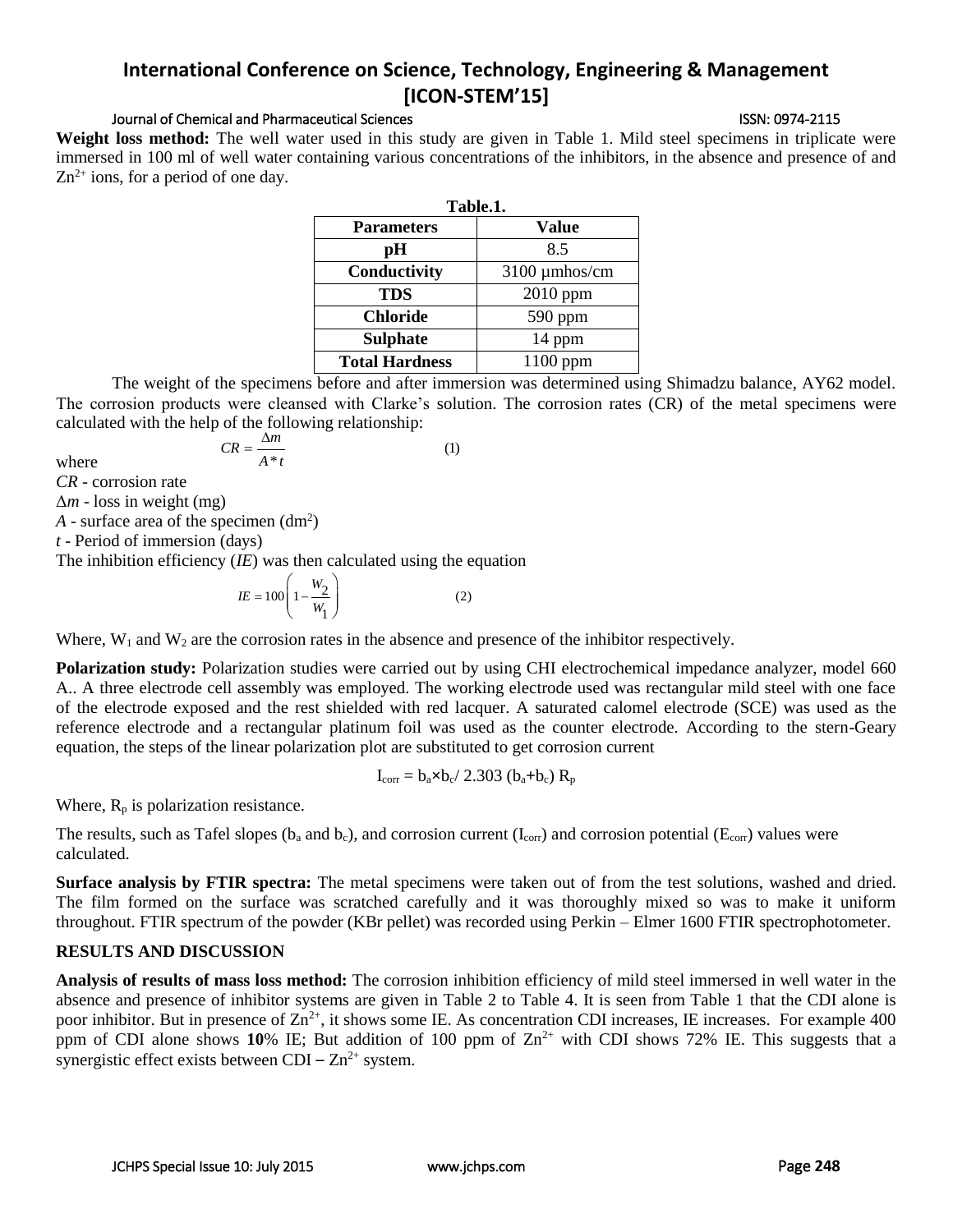**Weight loss method:** The well water used in this study are given in Table 1. Mild steel specimens in triplicate were immersed in 100 ml of well water containing various concentrations of the inhibitors, in the absence and presence of and $Zn^{2+}$ ions, for a period of one day.

**Table.1.**

| Parameters | Value |
|---|---|
| pH | 8.5 |
| Conductivity | 3100 µmhos/cm |
| TDS | 2010 ppm |
| Chloride | 590 ppm |
| Sulphate | 14 ppm |
| Total Hardness | 1100 ppm |

The weight of the specimens before and after immersion was determined using Shimadzu balance, AY62 model. The corrosion products were cleansed with Clarke's solution. The corrosion rates (CR) of the metal specimens were calculated with the help of the following relationship:

$$CR = \frac{\Delta m}{A * t} \qquad (1)$$

where

*CR* - corrosion rate

$\Delta m$ - loss in weight (mg)

*A* - surface area of the specimen ($dm^2$)

*t* - Period of immersion (days)

The inhibition efficiency (*IE*) was then calculated using the equation

$$IE = 100\left(1 - \frac{W_2}{W_1}\right) \qquad (2)$$

Where, $W_1$ and $W_2$ are the corrosion rates in the absence and presence of the inhibitor respectively.

**Polarization study:** Polarization studies were carried out by using CHI electrochemical impedance analyzer, model 660 A.. A three electrode cell assembly was employed. The working electrode used was rectangular mild steel with one face of the electrode exposed and the rest shielded with red lacquer. A saturated calomel electrode (SCE) was used as the reference electrode and a rectangular platinum foil was used as the counter electrode. According to the stern-Geary equation, the steps of the linear polarization plot are substituted to get corrosion current

$$I_{corr} = b_a \times b_c / 2.303\,(b_a + b_c)\,R_p$$

Where, $R_p$ is polarization resistance.

The results, such as Tafel slopes ($b_a$ and $b_c$), and corrosion current ($I_{corr}$) and corrosion potential ($E_{corr}$) values were calculated.

**Surface analysis by FTIR spectra:** The metal specimens were taken out of from the test solutions, washed and dried. The film formed on the surface was scratched carefully and it was thoroughly mixed so was to make it uniform throughout. FTIR spectrum of the powder (KBr pellet) was recorded using Perkin – Elmer 1600 FTIR spectrophotometer.

## RESULTS AND DISCUSSION

**Analysis of results of mass loss method:** The corrosion inhibition efficiency of mild steel immersed in well water in the absence and presence of inhibitor systems are given in Table 2 to Table 4. It is seen from Table 1 that the CDI alone is poor inhibitor. But in presence of $Zn^{2+}$, it shows some IE. As concentration CDI increases, IE increases. For example 400 ppm of CDI alone shows **10**% IE; But addition of 100 ppm of $Zn^{2+}$ with CDI shows 72% IE. This suggests that a synergistic effect exists between CDI – $Zn^{2+}$ system.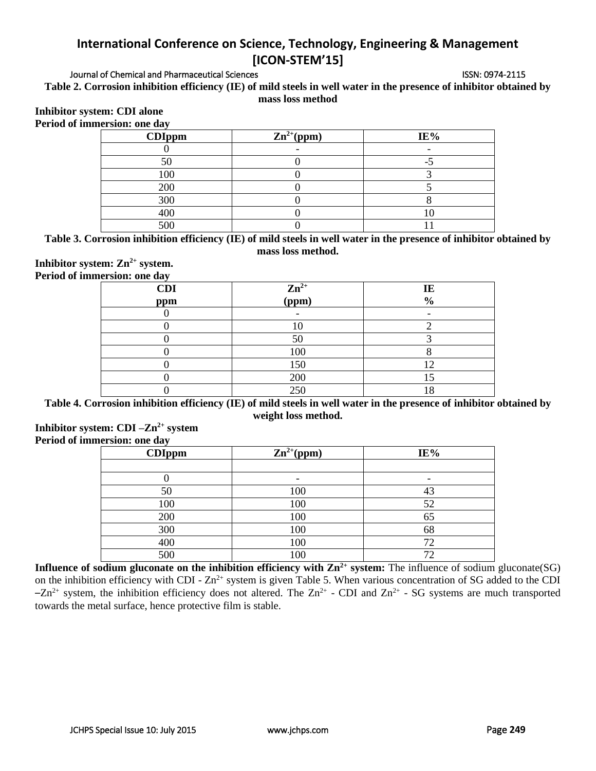**Table 2. Corrosion inhibition efficiency (IE) of mild steels in well water in the presence of inhibitor obtained by mass loss method**

**Inhibitor system: CDI alone**

**Period of immersion: one day**

| CDIppm | $Zn^{2+}$(ppm) | IE% |
|---|---|---|
| 0 | - | - |
| 50 | 0 | -5 |
| 100 | 0 | 3 |
| 200 | 0 | 5 |
| 300 | 0 | 8 |
| 400 | 0 | 10 |
| 500 | 0 | 11 |

**Table 3. Corrosion inhibition efficiency (IE) of mild steels in well water in the presence of inhibitor obtained by mass loss method.**

**Inhibitor system: $Zn^{2+}$ system.**

**Period of immersion: one day**

| CDI ppm | $Zn^{2+}$ (ppm) | IE % |
|---|---|---|
| 0 | - | - |
| 0 | 10 | 2 |
| 0 | 50 | 3 |
| 0 | 100 | 8 |
| 0 | 150 | 12 |
| 0 | 200 | 15 |
| 0 | 250 | 18 |

**Table 4. Corrosion inhibition efficiency (IE) of mild steels in well water in the presence of inhibitor obtained by weight loss method.**

**Inhibitor system: CDI –$Zn^{2+}$ system**

**Period of immersion: one day**

| CDIppm | $Zn^{2+}$(ppm) | IE% |
|---|---|---|
| | | |
| 0 | - | - |
| 50 | 100 | 43 |
| 100 | 100 | 52 |
| 200 | 100 | 65 |
| 300 | 100 | 68 |
| 400 | 100 | 72 |
| 500 | 100 | 72 |

**Influence of sodium gluconate on the inhibition efficiency with $Zn^{2+}$ system:** The influence of sodium gluconate(SG) on the inhibition efficiency with CDI - $Zn^{2+}$ system is given Table 5. When various concentration of SG added to the CDI –$Zn^{2+}$ system, the inhibition efficiency does not altered. The $Zn^{2+}$ - CDI and $Zn^{2+}$ - SG systems are much transported towards the metal surface, hence protective film is stable.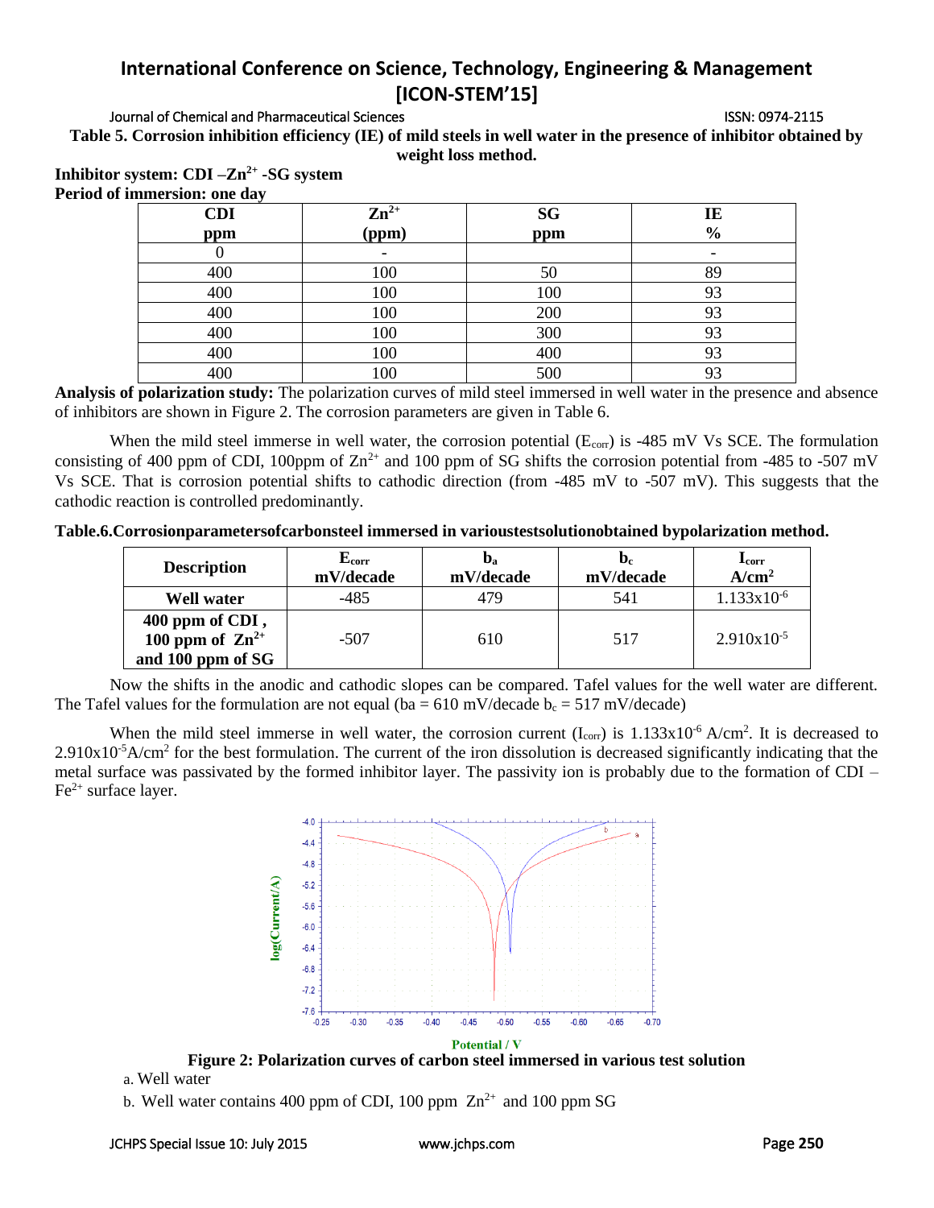**Table 5. Corrosion inhibition efficiency (IE) of mild steels in well water in the presence of inhibitor obtained by weight loss method.**

**Inhibitor system: CDI –$Zn^{2+}$ -SG system**
**Period of immersion: one day**

| CDI ppm | $Zn^{2+}$ (ppm) | SG ppm | IE % |
|---|---|---|---|
| 0 | - | | - |
| 400 | 100 | 50 | 89 |
| 400 | 100 | 100 | 93 |
| 400 | 100 | 200 | 93 |
| 400 | 100 | 300 | 93 |
| 400 | 100 | 400 | 93 |
| 400 | 100 | 500 | 93 |

**Analysis of polarization study:** The polarization curves of mild steel immersed in well water in the presence and absence of inhibitors are shown in Figure 2. The corrosion parameters are given in Table 6.

When the mild steel immerse in well water, the corrosion potential ($E_{corr}$) is -485 mV Vs SCE. The formulation consisting of 400 ppm of CDI, 100ppm of $Zn^{2+}$ and 100 ppm of SG shifts the corrosion potential from -485 to -507 mV Vs SCE. That is corrosion potential shifts to cathodic direction (from -485 mV to -507 mV). This suggests that the cathodic reaction is controlled predominantly.

**Table.6.Corrosionparametersofcarbonsteel immersed in varioustestsolutionobtained bypolarization method.**

| Description | $E_{corr}$ mV/decade | $b_a$ mV/decade | $b_c$ mV/decade | $I_{corr}$ $A/cm^2$ |
|---|---|---|---|---|
| **Well water** | -485 | 479 | 541 | $1.133 \times 10^{-6}$ |
| **400 ppm of CDI, 100 ppm of $Zn^{2+}$ and 100 ppm of SG** | -507 | 610 | 517 | $2.910 \times 10^{-5}$ |

Now the shifts in the anodic and cathodic slopes can be compared. Tafel values for the well water are different. The Tafel values for the formulation are not equal (ba = 610 mV/decade $b_c$ = 517 mV/decade)

When the mild steel immerse in well water, the corrosion current ($I_{corr}$) is $1.133 \times 10^{-6}$ $A/cm^2$. It is decreased to $2.910 \times 10^{-5} A/cm^2$ for the best formulation. The current of the iron dissolution is decreased significantly indicating that the metal surface was passivated by the formed inhibitor layer. The passivity ion is probably due to the formation of CDI – $Fe^{2+}$ surface layer.

**Figure 2: Polarization curves of carbon steel immersed in various test solution**

a. Well water

b. Well water contains 400 ppm of CDI, 100 ppm $Zn^{2+}$ and 100 ppm SG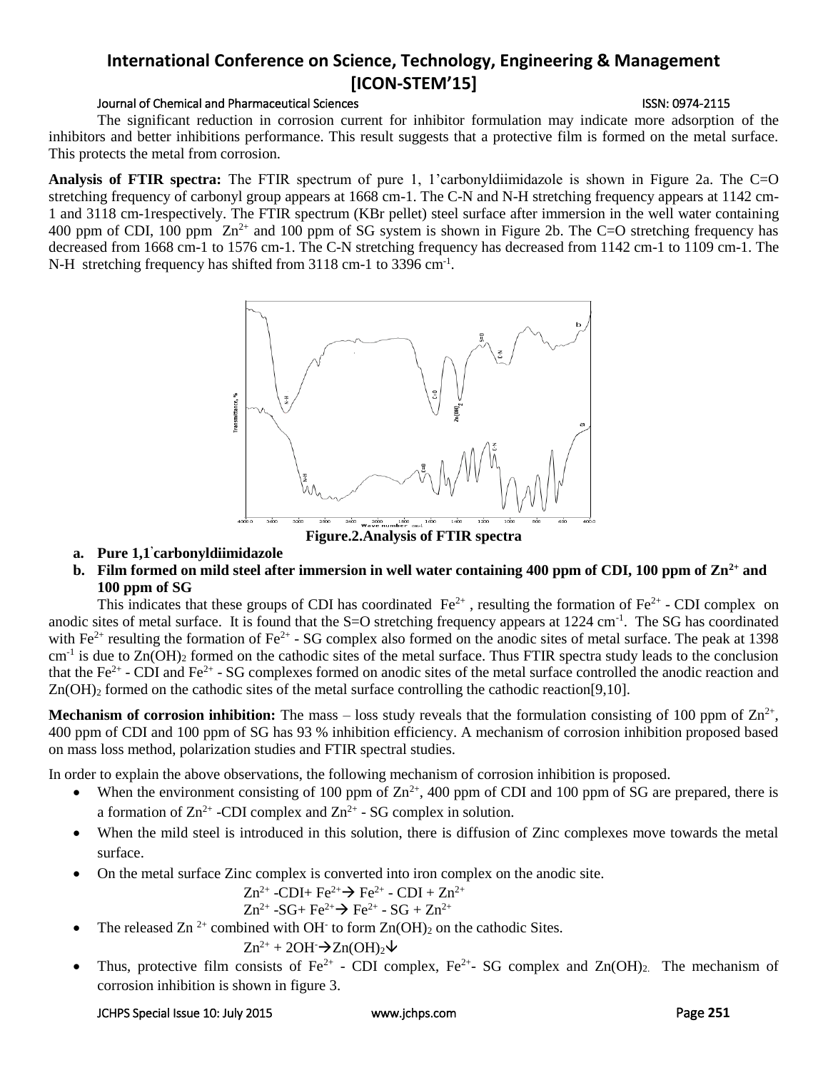The significant reduction in corrosion current for inhibitor formulation may indicate more adsorption of the inhibitors and better inhibitions performance. This result suggests that a protective film is formed on the metal surface. This protects the metal from corrosion.

**Analysis of FTIR spectra:** The FTIR spectrum of pure 1, 1'carbonyldiimidazole is shown in Figure 2a. The C=O stretching frequency of carbonyl group appears at 1668 cm-1. The C-N and N-H stretching frequency appears at 1142 cm-1 and 3118 cm-1respectively. The FTIR spectrum (KBr pellet) steel surface after immersion in the well water containing 400 ppm of CDI, 100 ppm $Zn^{2+}$ and 100 ppm of SG system is shown in Figure 2b. The C=O stretching frequency has decreased from 1668 cm-1 to 1576 cm-1. The C-N stretching frequency has decreased from 1142 cm-1 to 1109 cm-1. The N-H stretching frequency has shifted from 3118 cm-1 to 3396 $cm^{-1}$.

**Figure.2.Analysis of FTIR spectra**

a. **Pure 1,1' carbonyldiimidazole**
b. **Film formed on mild steel after immersion in well water containing 400 ppm of CDI, 100 ppm of $Zn^{2+}$ and 100 ppm of SG**

This indicates that these groups of CDI has coordinated $Fe^{2+}$, resulting the formation of $Fe^{2+}$ - CDI complex on anodic sites of metal surface. It is found that the S=O stretching frequency appears at 1224 $cm^{-1}$. The SG has coordinated with $Fe^{2+}$ resulting the formation of $Fe^{2+}$ - SG complex also formed on the anodic sites of metal surface. The peak at 1398 $cm^{-1}$ is due to $Zn(OH)_2$ formed on the cathodic sites of the metal surface. Thus FTIR spectra study leads to the conclusion that the $Fe^{2+}$ - CDI and $Fe^{2+}$ - SG complexes formed on anodic sites of the metal surface controlled the anodic reaction and $Zn(OH)_2$ formed on the cathodic sites of the metal surface controlling the cathodic reaction[9,10].

**Mechanism of corrosion inhibition:** The mass – loss study reveals that the formulation consisting of 100 ppm of $Zn^{2+}$, 400 ppm of CDI and 100 ppm of SG has 93 % inhibition efficiency. A mechanism of corrosion inhibition proposed based on mass loss method, polarization studies and FTIR spectral studies.

In order to explain the above observations, the following mechanism of corrosion inhibition is proposed.

- When the environment consisting of 100 ppm of $Zn^{2+}$, 400 ppm of CDI and 100 ppm of SG are prepared, there is a formation of $Zn^{2+}$ -CDI complex and $Zn^{2+}$ - SG complex in solution.
- When the mild steel is introduced in this solution, there is diffusion of Zinc complexes move towards the metal surface.
- On the metal surface Zinc complex is converted into iron complex on the anodic site.

  $Zn^{2+}\text{-CDI} + Fe^{2+} \rightarrow Fe^{2+}\text{ - CDI} + Zn^{2+}$

  $Zn^{2+}\text{-SG} + Fe^{2+} \rightarrow Fe^{2+}\text{ - SG} + Zn^{2+}$

- The released $Zn^{2+}$ combined with $OH^-$ to form $Zn(OH)_2$ on the cathodic Sites.

  $Zn^{2+} + 2OH^- \rightarrow Zn(OH)_2\downarrow$

- Thus, protective film consists of $Fe^{2+}$ - CDI complex, $Fe^{2+}$- SG complex and $Zn(OH)_2$. The mechanism of corrosion inhibition is shown in figure 3.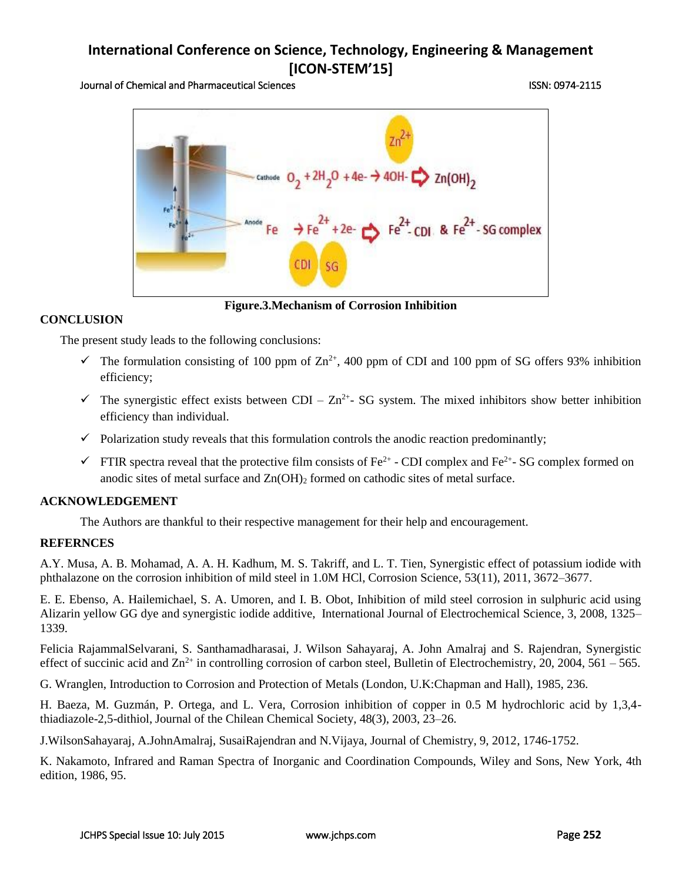Figure.3.Mechanism of Corrosion Inhibition

## CONCLUSION

The present study leads to the following conclusions:

- ✓ The formulation consisting of 100 ppm of $Zn^{2+}$, 400 ppm of CDI and 100 ppm of SG offers 93% inhibition efficiency;
- ✓ The synergistic effect exists between CDI – $Zn^{2+}$- SG system. The mixed inhibitors show better inhibition efficiency than individual.
- ✓ Polarization study reveals that this formulation controls the anodic reaction predominantly;
- ✓ FTIR spectra reveal that the protective film consists of $Fe^{2+}$ - CDI complex and $Fe^{2+}$- SG complex formed on anodic sites of metal surface and $Zn(OH)_2$ formed on cathodic sites of metal surface.

## ACKNOWLEDGEMENT

The Authors are thankful to their respective management for their help and encouragement.

## REFERNCES

A.Y. Musa, A. B. Mohamad, A. A. H. Kadhum, M. S. Takriff, and L. T. Tien, Synergistic effect of potassium iodide with phthalazone on the corrosion inhibition of mild steel in 1.0M HCl, Corrosion Science, 53(11), 2011, 3672–3677.

E. E. Ebenso, A. Hailemichael, S. A. Umoren, and I. B. Obot, Inhibition of mild steel corrosion in sulphuric acid using Alizarin yellow GG dye and synergistic iodide additive, International Journal of Electrochemical Science, 3, 2008, 1325–1339.

Felicia RajammalSelvarani, S. Santhamadharasai, J. Wilson Sahayaraj, A. John Amalraj and S. Rajendran, Synergistic effect of succinic acid and $Zn^{2+}$ in controlling corrosion of carbon steel, Bulletin of Electrochemistry, 20, 2004, 561 – 565.

G. Wranglen, Introduction to Corrosion and Protection of Metals (London, U.K:Chapman and Hall), 1985, 236.

H. Baeza, M. Guzmán, P. Ortega, and L. Vera, Corrosion inhibition of copper in 0.5 M hydrochloric acid by 1,3,4-thiadiazole-2,5-dithiol, Journal of the Chilean Chemical Society, 48(3), 2003, 23–26.

J.WilsonSahayaraj, A.JohnAmalraj, SusaiRajendran and N.Vijaya, Journal of Chemistry, 9, 2012, 1746-1752.

K. Nakamoto, Infrared and Raman Spectra of Inorganic and Coordination Compounds, Wiley and Sons, New York, 4th edition, 1986, 95.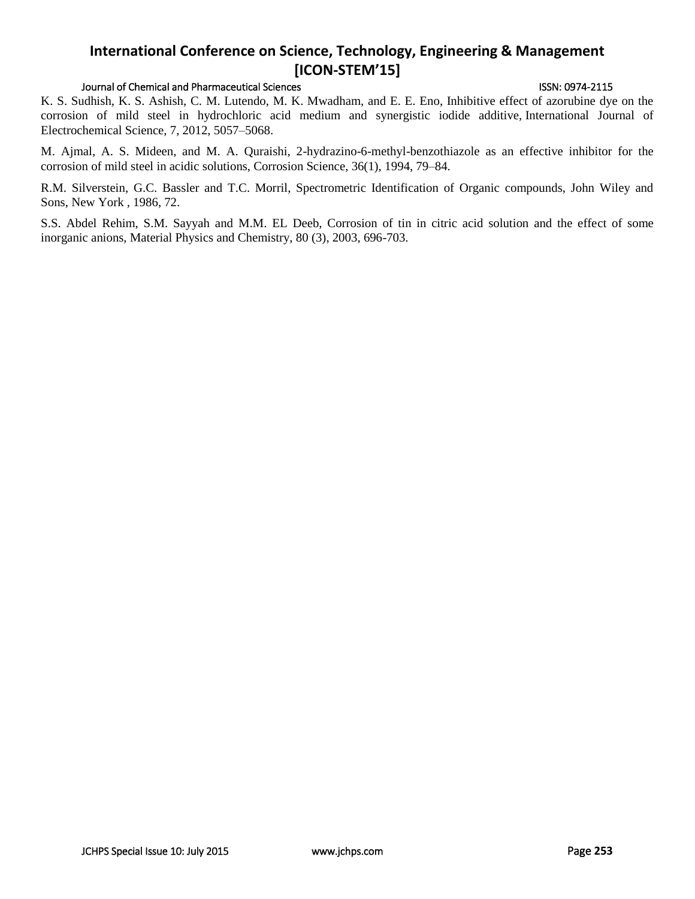K. S. Sudhish, K. S. Ashish, C. M. Lutendo, M. K. Mwadham, and E. E. Eno, Inhibitive effect of azorubine dye on the corrosion of mild steel in hydrochloric acid medium and synergistic iodide additive, International Journal of Electrochemical Science, 7, 2012, 5057–5068.

M. Ajmal, A. S. Mideen, and M. A. Quraishi, 2-hydrazino-6-methyl-benzothiazole as an effective inhibitor for the corrosion of mild steel in acidic solutions, Corrosion Science, 36(1), 1994, 79–84.

R.M. Silverstein, G.C. Bassler and T.C. Morril, Spectrometric Identification of Organic compounds, John Wiley and Sons, New York , 1986, 72.

S.S. Abdel Rehim, S.M. Sayyah and M.M. EL Deeb, Corrosion of tin in citric acid solution and the effect of some inorganic anions, Material Physics and Chemistry, 80 (3), 2003, 696-703.